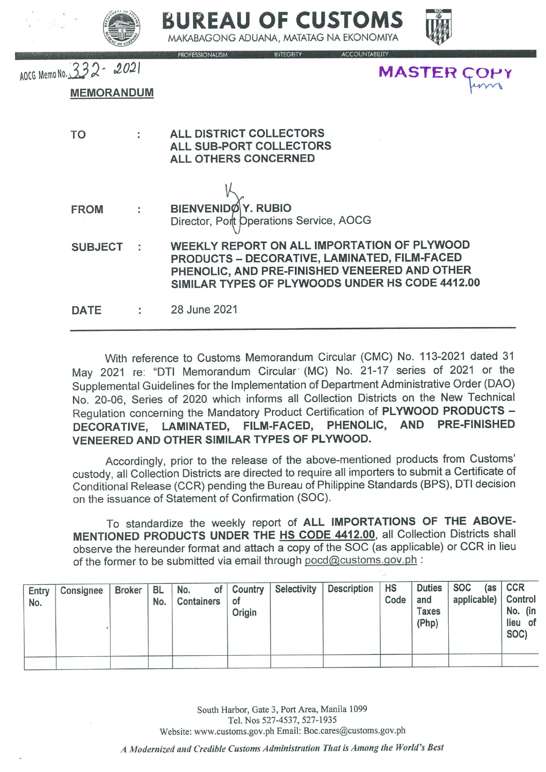# BUREAU OF CUSTOMS

MAKABAGONG ADUANA, MATATAG NA EKONOMIYA

PROFESSIONALISM INTEGRITY ACCOUNTABILITY

AOCG Memo No. 332- 2021

MASTER COPY

**MEMORANDUM**

| | | |
|---|---|---|
| TO | : | **ALL DISTRICT COLLECTORS**<br>**ALL SUB-PORT COLLECTORS**<br>**ALL OTHERS CONCERNED** |
| FROM | : | **BIENVENIDO Y. RUBIO**<br>Director, Port Operations Service, AOCG |
| SUBJECT | : | **WEEKLY REPORT ON ALL IMPORTATION OF PLYWOOD PRODUCTS – DECORATIVE, LAMINATED, FILM-FACED PHENOLIC, AND PRE-FINISHED VENEERED AND OTHER SIMILAR TYPES OF PLYWOODS UNDER HS CODE 4412.00** |
| DATE | : | 28 June 2021 |

---

With reference to Customs Memorandum Circular (CMC) No. 113-2021 dated 31 May 2021 re: "DTI Memorandum Circular (MC) No. 21-17 series of 2021 or the Supplemental Guidelines for the Implementation of Department Administrative Order (DAO) No. 20-06, Series of 2020 which informs all Collection Districts on the New Technical Regulation concerning the Mandatory Product Certification of **PLYWOOD PRODUCTS – DECORATIVE, LAMINATED, FILM-FACED, PHENOLIC, AND PRE-FINISHED VENEERED AND OTHER SIMILAR TYPES OF PLYWOOD.**

Accordingly, prior to the release of the above-mentioned products from Customs' custody, all Collection Districts are directed to require all importers to submit a Certificate of Conditional Release (CCR) pending the Bureau of Philippine Standards (BPS), DTI decision on the issuance of Statement of Confirmation (SOC).

To standardize the weekly report of **ALL IMPORTATIONS OF THE ABOVE-MENTIONED PRODUCTS UNDER THE HS CODE 4412.00**, all Collection Districts shall observe the hereunder format and attach a copy of the SOC (as applicable) or CCR in lieu of the former to be submitted via email through pocd@customs.gov.ph :

| Entry No. | Consignee | Broker | BL No. | No. of Containers | Country of Origin | Selectivity | Description | HS Code | Duties and Taxes (Php) | SOC (as applicable) | CCR Control No. (in lieu of SOC) |
|---|---|---|---|---|---|---|---|---|---|---|---|
| | | | | | | | | | | | |

South Harbor, Gate 3, Port Area, Manila 1099
Tel. Nos 527-4537, 527-1935
Website: www.customs.gov.ph Email: Boc.cares@customs.gov.ph

*A Modernized and Credible Customs Administration That is Among the World's Best*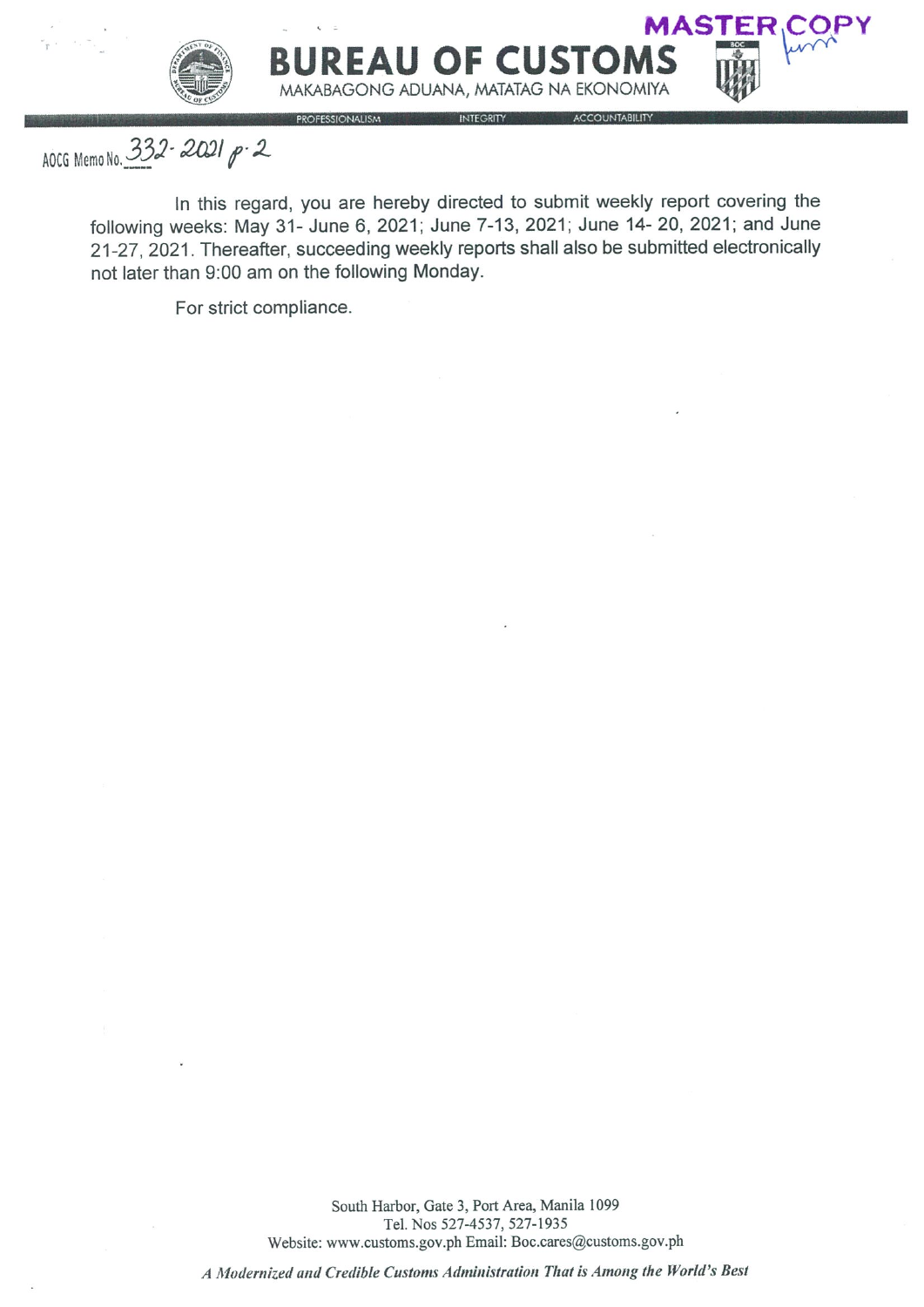AOCG Memo No. 332-2021 p. 2

In this regard, you are hereby directed to submit weekly report covering the following weeks: May 31- June 6, 2021; June 7-13, 2021; June 14- 20, 2021; and June 21-27, 2021. Thereafter, succeeding weekly reports shall also be submitted electronically not later than 9:00 am on the following Monday.

For strict compliance.